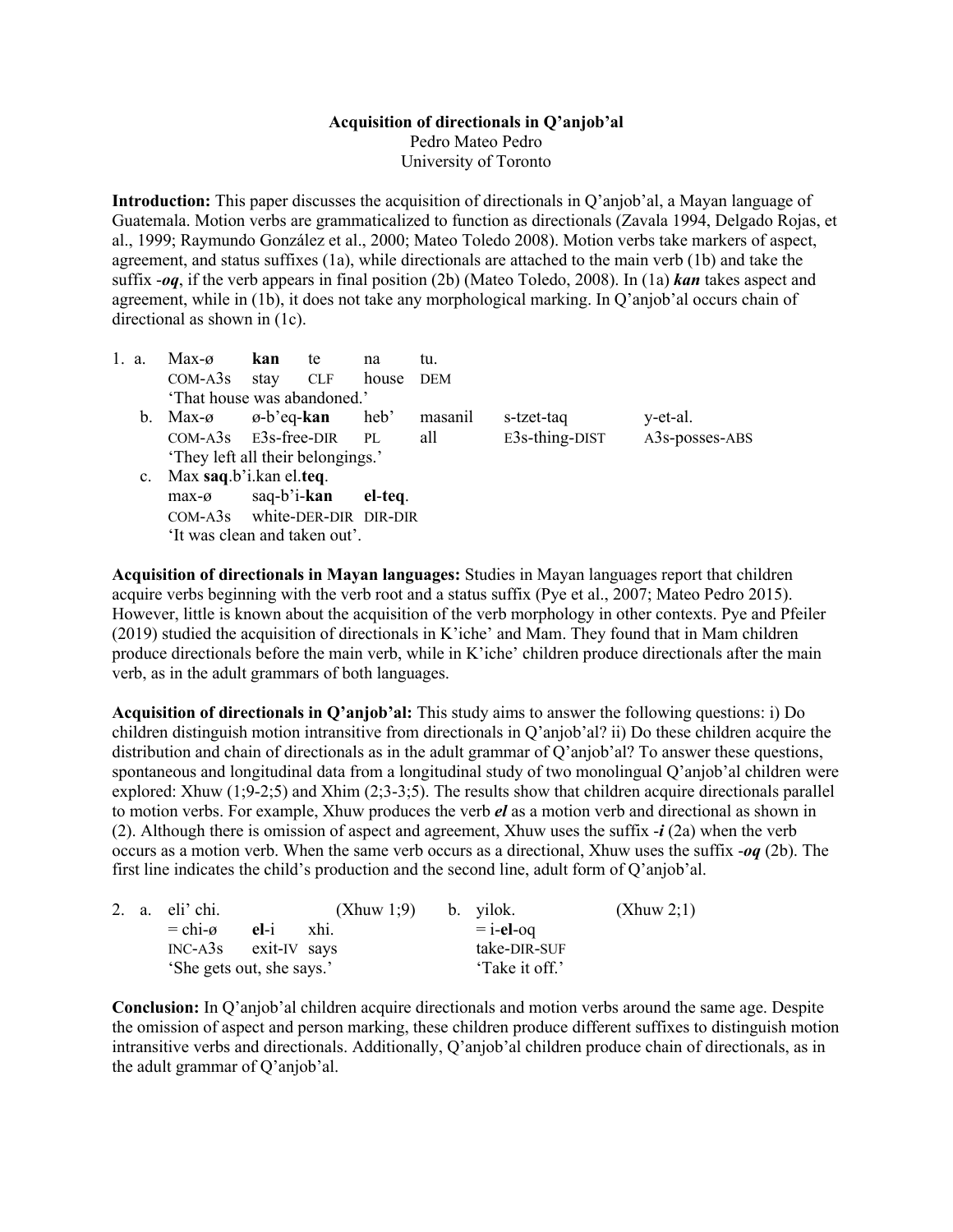**Acquisition of directionals in Q'anjob'al**

Pedro Mateo Pedro

University of Toronto

**Introduction:** This paper discusses the acquisition of directionals in Q'anjob'al, a Mayan language of Guatemala. Motion verbs are grammaticalized to function as directionals (Zavala 1994, Delgado Rojas, et al., 1999; Raymundo González et al., 2000; Mateo Toledo 2008). Motion verbs take markers of aspect, agreement, and status suffixes (1a), while directionals are attached to the main verb (1b) and take the suffix -***oq***, if the verb appears in final position (2b) (Mateo Toledo, 2008). In (1a) ***kan*** takes aspect and agreement, while in (1b), it does not take any morphological marking. In Q'anjob'al occurs chain of directional as shown in (1c).

1. a. Max-ø **kan** te na tu.
   COM-A3s stay CLF house DEM
   'That house was abandoned.'

   b. Max-ø ø-b'eq-**kan** heb' masanil s-tzet-taq y-et-al.
   COM-A3s E3s-free-DIR PL all E3s-thing-DIST A3s-posses-ABS
   'They left all their belongings.'

   c. Max **saq**.b'i.kan el.**teq**.
   max-ø saq-b'i-**kan** **el**-**teq**.
   COM-A3s white-DER-DIR DIR-DIR
   'It was clean and taken out'.

**Acquisition of directionals in Mayan languages:** Studies in Mayan languages report that children acquire verbs beginning with the verb root and a status suffix (Pye et al., 2007; Mateo Pedro 2015). However, little is known about the acquisition of the verb morphology in other contexts. Pye and Pfeiler (2019) studied the acquisition of directionals in K'iche' and Mam. They found that in Mam children produce directionals before the main verb, while in K'iche' children produce directionals after the main verb, as in the adult grammars of both languages.

**Acquisition of directionals in Q'anjob'al:** This study aims to answer the following questions: i) Do children distinguish motion intransitive from directionals in Q'anjob'al? ii) Do these children acquire the distribution and chain of directionals as in the adult grammar of Q'anjob'al? To answer these questions, spontaneous and longitudinal data from a longitudinal study of two monolingual Q'anjob'al children were explored: Xhuw (1;9-2;5) and Xhim (2;3-3;5). The results show that children acquire directionals parallel to motion verbs. For example, Xhuw produces the verb ***el*** as a motion verb and directional as shown in (2). Although there is omission of aspect and agreement, Xhuw uses the suffix -***i*** (2a) when the verb occurs as a motion verb. When the same verb occurs as a directional, Xhuw uses the suffix -***oq*** (2b). The first line indicates the child's production and the second line, adult form of Q'anjob'al.

2. a. eli' chi. (Xhuw 1;9)
   = chi-ø **el**-i xhi.
   INC-A3s exit-IV says
   'She gets out, she says.'

   b. yilok. (Xhuw 2;1)
   = i-**el**-oq
   take-DIR-SUF
   'Take it off.'

**Conclusion:** In Q'anjob'al children acquire directionals and motion verbs around the same age. Despite the omission of aspect and person marking, these children produce different suffixes to distinguish motion intransitive verbs and directionals. Additionally, Q'anjob'al children produce chain of directionals, as in the adult grammar of Q'anjob'al.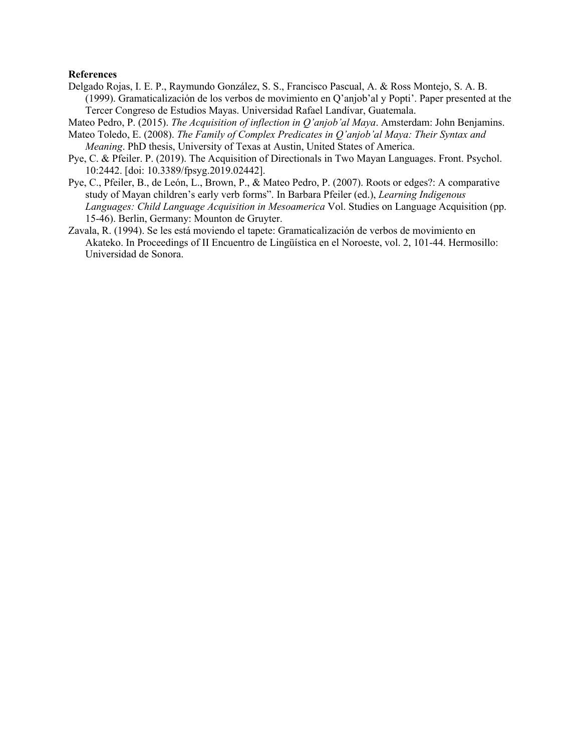**References**

Delgado Rojas, I. E. P., Raymundo González, S. S., Francisco Pascual, A. & Ross Montejo, S. A. B. (1999). Gramaticalización de los verbos de movimiento en Q'anjob'al y Popti'. Paper presented at the Tercer Congreso de Estudios Mayas. Universidad Rafael Landívar, Guatemala.

Mateo Pedro, P. (2015). *The Acquisition of inflection in Q'anjob'al Maya*. Amsterdam: John Benjamins.

Mateo Toledo, E. (2008). *The Family of Complex Predicates in Q'anjob'al Maya: Their Syntax and Meaning*. PhD thesis, University of Texas at Austin, United States of America.

Pye, C. & Pfeiler. P. (2019). The Acquisition of Directionals in Two Mayan Languages. Front. Psychol. 10:2442. [doi: 10.3389/fpsyg.2019.02442].

Pye, C., Pfeiler, B., de León, L., Brown, P., & Mateo Pedro, P. (2007). Roots or edges?: A comparative study of Mayan children's early verb forms". In Barbara Pfeiler (ed.), *Learning Indigenous Languages: Child Language Acquisition in Mesoamerica* Vol. Studies on Language Acquisition (pp. 15-46). Berlin, Germany: Mounton de Gruyter.

Zavala, R. (1994). Se les está moviendo el tapete: Gramaticalización de verbos de movimiento en Akateko. In Proceedings of II Encuentro de Lingüística en el Noroeste, vol. 2, 101-44. Hermosillo: Universidad de Sonora.